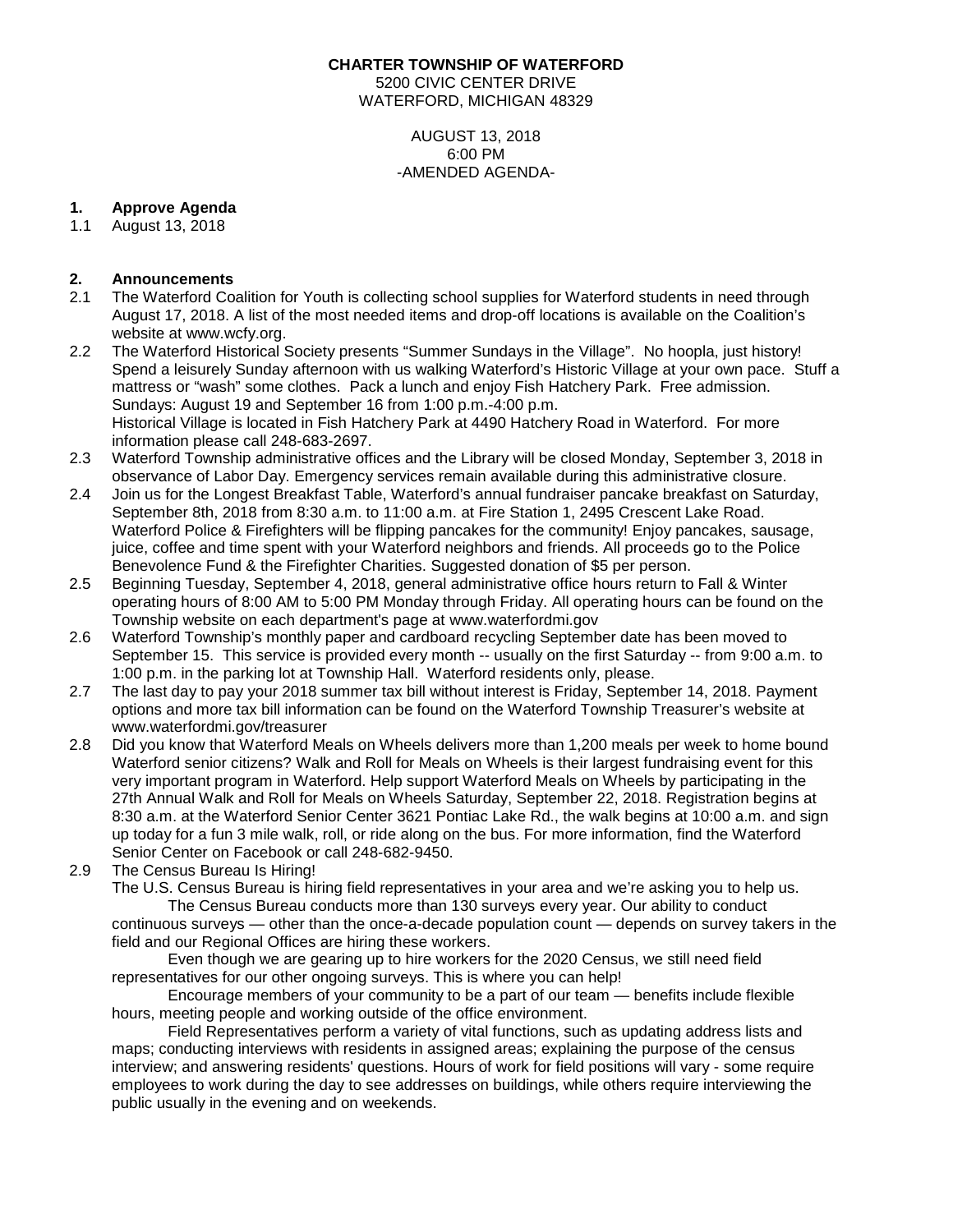**CHARTER TOWNSHIP OF WATERFORD**
5200 CIVIC CENTER DRIVE
WATERFORD, MICHIGAN 48329

AUGUST 13, 2018
6:00 PM
-AMENDED AGENDA-

**1. Approve Agenda**

1.1 August 13, 2018

**2. Announcements**

2.1 The Waterford Coalition for Youth is collecting school supplies for Waterford students in need through August 17, 2018. A list of the most needed items and drop-off locations is available on the Coalition's website at www.wcfy.org.

2.2 The Waterford Historical Society presents "Summer Sundays in the Village". No hoopla, just history! Spend a leisurely Sunday afternoon with us walking Waterford's Historic Village at your own pace. Stuff a mattress or "wash" some clothes. Pack a lunch and enjoy Fish Hatchery Park. Free admission. Sundays: August 19 and September 16 from 1:00 p.m.-4:00 p.m.
Historical Village is located in Fish Hatchery Park at 4490 Hatchery Road in Waterford. For more information please call 248-683-2697.

2.3 Waterford Township administrative offices and the Library will be closed Monday, September 3, 2018 in observance of Labor Day. Emergency services remain available during this administrative closure.

2.4 Join us for the Longest Breakfast Table, Waterford's annual fundraiser pancake breakfast on Saturday, September 8th, 2018 from 8:30 a.m. to 11:00 a.m. at Fire Station 1, 2495 Crescent Lake Road. Waterford Police & Firefighters will be flipping pancakes for the community! Enjoy pancakes, sausage, juice, coffee and time spent with your Waterford neighbors and friends. All proceeds go to the Police Benevolence Fund & the Firefighter Charities. Suggested donation of $5 per person.

2.5 Beginning Tuesday, September 4, 2018, general administrative office hours return to Fall & Winter operating hours of 8:00 AM to 5:00 PM Monday through Friday. All operating hours can be found on the Township website on each department's page at www.waterfordmi.gov

2.6 Waterford Township's monthly paper and cardboard recycling September date has been moved to September 15. This service is provided every month -- usually on the first Saturday -- from 9:00 a.m. to 1:00 p.m. in the parking lot at Township Hall. Waterford residents only, please.

2.7 The last day to pay your 2018 summer tax bill without interest is Friday, September 14, 2018. Payment options and more tax bill information can be found on the Waterford Township Treasurer's website at www.waterfordmi.gov/treasurer

2.8 Did you know that Waterford Meals on Wheels delivers more than 1,200 meals per week to home bound Waterford senior citizens? Walk and Roll for Meals on Wheels is their largest fundraising event for this very important program in Waterford. Help support Waterford Meals on Wheels by participating in the 27th Annual Walk and Roll for Meals on Wheels Saturday, September 22, 2018. Registration begins at 8:30 a.m. at the Waterford Senior Center 3621 Pontiac Lake Rd., the walk begins at 10:00 a.m. and sign up today for a fun 3 mile walk, roll, or ride along on the bus. For more information, find the Waterford Senior Center on Facebook or call 248-682-9450.

2.9 The Census Bureau Is Hiring!
The U.S. Census Bureau is hiring field representatives in your area and we're asking you to help us.

The Census Bureau conducts more than 130 surveys every year. Our ability to conduct continuous surveys — other than the once-a-decade population count — depends on survey takers in the field and our Regional Offices are hiring these workers.

Even though we are gearing up to hire workers for the 2020 Census, we still need field representatives for our other ongoing surveys. This is where you can help!

Encourage members of your community to be a part of our team — benefits include flexible hours, meeting people and working outside of the office environment.

Field Representatives perform a variety of vital functions, such as updating address lists and maps; conducting interviews with residents in assigned areas; explaining the purpose of the census interview; and answering residents' questions. Hours of work for field positions will vary - some require employees to work during the day to see addresses on buildings, while others require interviewing the public usually in the evening and on weekends.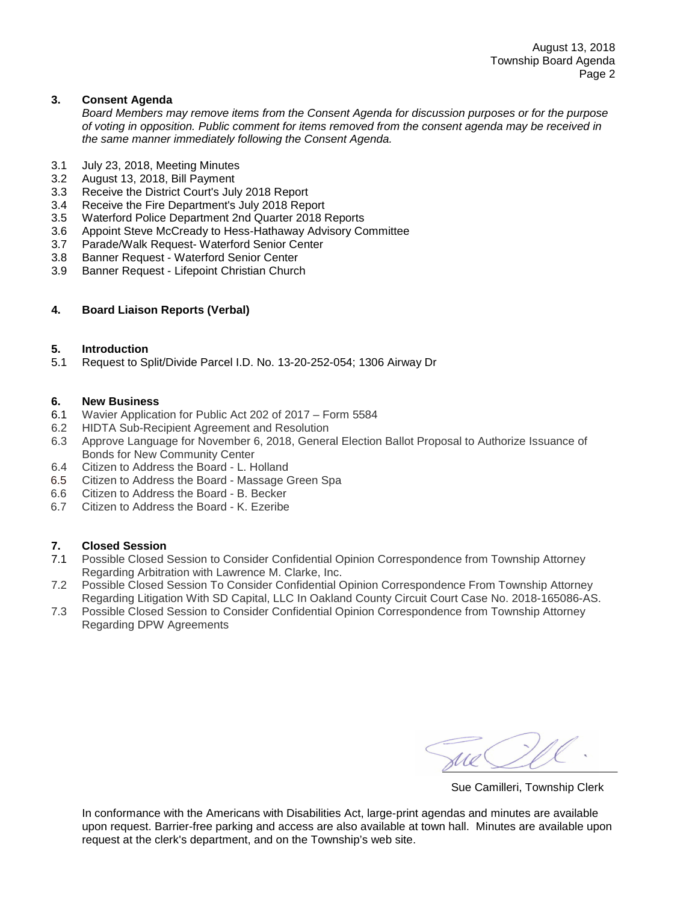## 3. Consent Agenda

*Board Members may remove items from the Consent Agenda for discussion purposes or for the purpose of voting in opposition. Public comment for items removed from the consent agenda may be received in the same manner immediately following the Consent Agenda.*

3.1 July 23, 2018, Meeting Minutes
3.2 August 13, 2018, Bill Payment
3.3 Receive the District Court's July 2018 Report
3.4 Receive the Fire Department's July 2018 Report
3.5 Waterford Police Department 2nd Quarter 2018 Reports
3.6 Appoint Steve McCready to Hess-Hathaway Advisory Committee
3.7 Parade/Walk Request- Waterford Senior Center
3.8 Banner Request - Waterford Senior Center
3.9 Banner Request - Lifepoint Christian Church

## 4. Board Liaison Reports (Verbal)

## 5. Introduction

5.1 Request to Split/Divide Parcel I.D. No. 13-20-252-054; 1306 Airway Dr

## 6. New Business

6.1 Wavier Application for Public Act 202 of 2017 – Form 5584
6.2 HIDTA Sub-Recipient Agreement and Resolution
6.3 Approve Language for November 6, 2018, General Election Ballot Proposal to Authorize Issuance of Bonds for New Community Center
6.4 Citizen to Address the Board - L. Holland
6.5 Citizen to Address the Board - Massage Green Spa
6.6 Citizen to Address the Board - B. Becker
6.7 Citizen to Address the Board - K. Ezeribe

## 7. Closed Session

7.1 Possible Closed Session to Consider Confidential Opinion Correspondence from Township Attorney Regarding Arbitration with Lawrence M. Clarke, Inc.
7.2 Possible Closed Session To Consider Confidential Opinion Correspondence From Township Attorney Regarding Litigation With SD Capital, LLC In Oakland County Circuit Court Case No. 2018-165086-AS.
7.3 Possible Closed Session to Consider Confidential Opinion Correspondence from Township Attorney Regarding DPW Agreements

Sue Camilleri, Township Clerk

In conformance with the Americans with Disabilities Act, large-print agendas and minutes are available upon request. Barrier-free parking and access are also available at town hall. Minutes are available upon request at the clerk's department, and on the Township's web site.